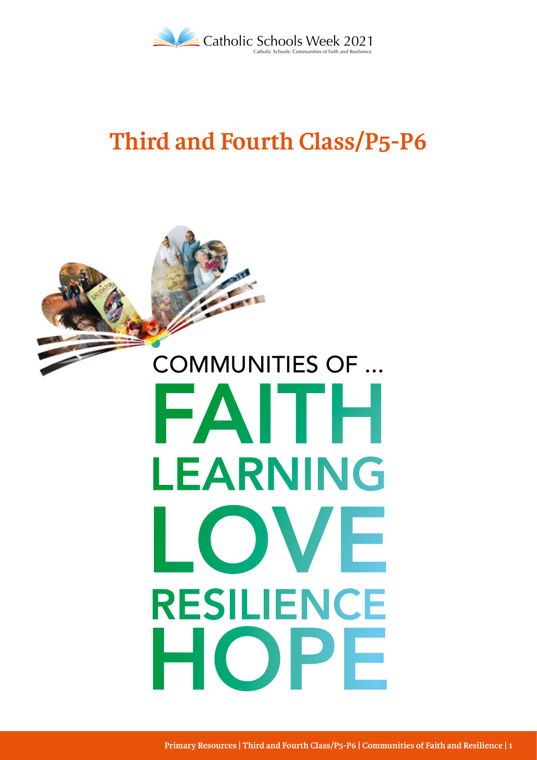Catholic Schools Week 2021

Catholic Schools: Communities of Faith and Resilience

# Third and Fourth Class/P5-P6

COMMUNITIES OF ...

FAITH

LEARNING

LOVE

RESILIENCE

HOPE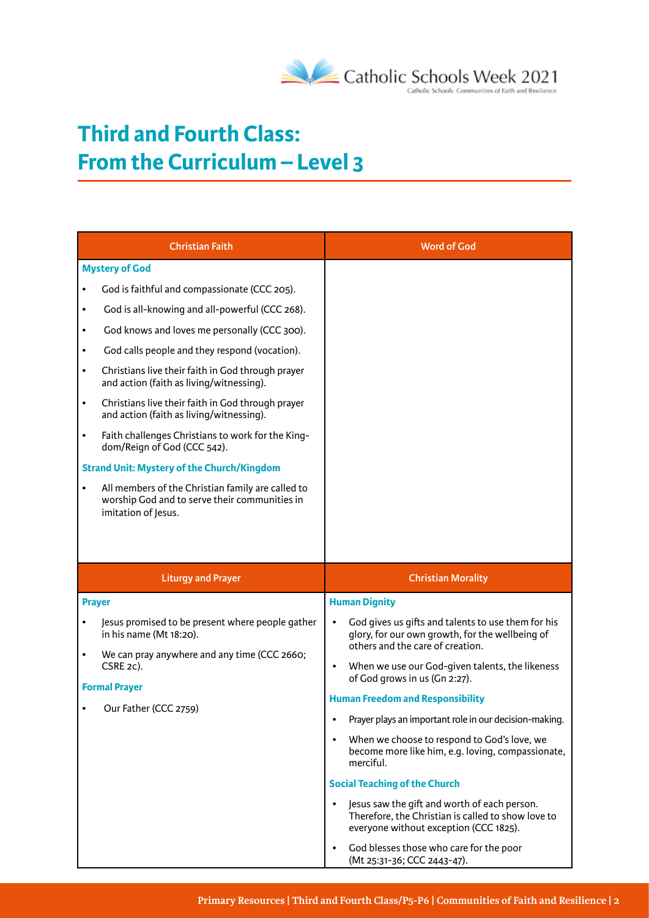# Third and Fourth Class: From the Curriculum – Level 3

| Christian Faith | Word of God |
| --- | --- |
| **Mystery of God**<br>• God is faithful and compassionate (CCC 205).<br>• God is all-knowing and all-powerful (CCC 268).<br>• God knows and loves me personally (CCC 300).<br>• God calls people and they respond (vocation).<br>• Christians live their faith in God through prayer and action (faith as living/witnessing).<br>• Christians live their faith in God through prayer and action (faith as living/witnessing).<br>• Faith challenges Christians to work for the Kingdom/Reign of God (CCC 542).<br>**Strand Unit: Mystery of the Church/Kingdom**<br>• All members of the Christian family are called to worship God and to serve their communities in imitation of Jesus. | |

| Liturgy and Prayer | Christian Morality |
| --- | --- |
| **Prayer**<br>• Jesus promised to be present where people gather in his name (Mt 18:20).<br>• We can pray anywhere and any time (CCC 2660; CSRE 2c).<br>**Formal Prayer**<br>• Our Father (CCC 2759) | **Human Dignity**<br>• God gives us gifts and talents to use them for his glory, for our own growth, for the wellbeing of others and the care of creation.<br>• When we use our God-given talents, the likeness of God grows in us (Gn 2:27).<br>**Human Freedom and Responsibility**<br>• Prayer plays an important role in our decision-making.<br>• When we choose to respond to God's love, we become more like him, e.g. loving, compassionate, merciful.<br>**Social Teaching of the Church**<br>• Jesus saw the gift and worth of each person. Therefore, the Christian is called to show love to everyone without exception (CCC 1825).<br>• God blesses those who care for the poor (Mt 25:31-36; CCC 2443-47). |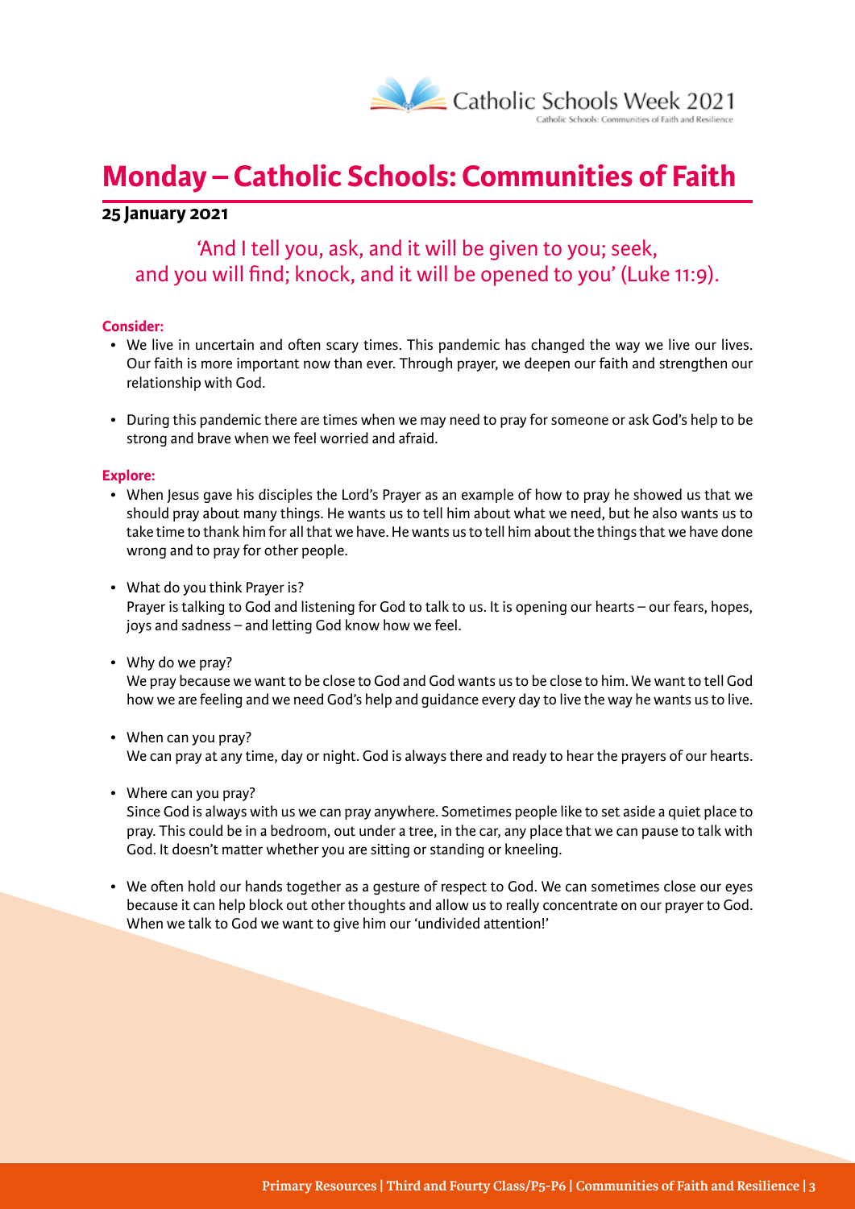# Monday – Catholic Schools: Communities of Faith

**25 January 2021**

'And I tell you, ask, and it will be given to you; seek, and you will find; knock, and it will be opened to you' (Luke 11:9).

**Consider:**

- We live in uncertain and often scary times. This pandemic has changed the way we live our lives. Our faith is more important now than ever. Through prayer, we deepen our faith and strengthen our relationship with God.
- During this pandemic there are times when we may need to pray for someone or ask God's help to be strong and brave when we feel worried and afraid.

**Explore:**

- When Jesus gave his disciples the Lord's Prayer as an example of how to pray he showed us that we should pray about many things. He wants us to tell him about what we need, but he also wants us to take time to thank him for all that we have. He wants us to tell him about the things that we have done wrong and to pray for other people.
- What do you think Prayer is?
  Prayer is talking to God and listening for God to talk to us. It is opening our hearts – our fears, hopes, joys and sadness – and letting God know how we feel.
- Why do we pray?
  We pray because we want to be close to God and God wants us to be close to him. We want to tell God how we are feeling and we need God's help and guidance every day to live the way he wants us to live.
- When can you pray?
  We can pray at any time, day or night. God is always there and ready to hear the prayers of our hearts.
- Where can you pray?
  Since God is always with us we can pray anywhere. Sometimes people like to set aside a quiet place to pray. This could be in a bedroom, out under a tree, in the car, any place that we can pause to talk with God. It doesn't matter whether you are sitting or standing or kneeling.
- We often hold our hands together as a gesture of respect to God. We can sometimes close our eyes because it can help block out other thoughts and allow us to really concentrate on our prayer to God. When we talk to God we want to give him our 'undivided attention!'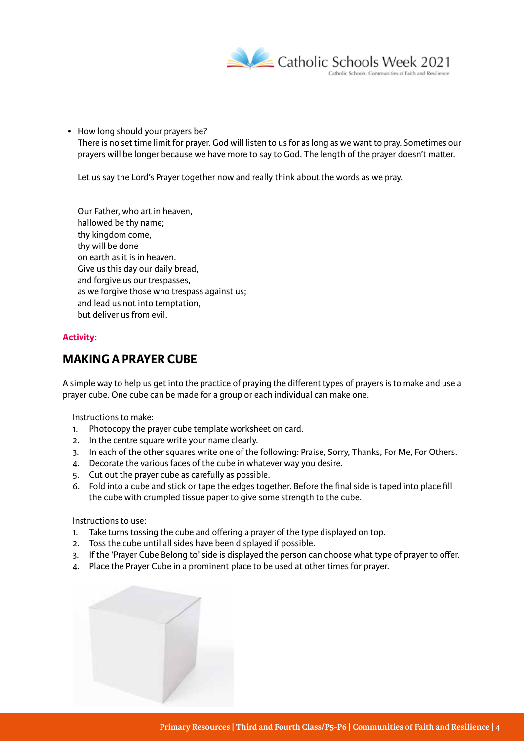- How long should your prayers be?
  There is no set time limit for prayer. God will listen to us for as long as we want to pray. Sometimes our prayers will be longer because we have more to say to God. The length of the prayer doesn't matter.

  Let us say the Lord's Prayer together now and really think about the words as we pray.

  Our Father, who art in heaven,
  hallowed be thy name;
  thy kingdom come,
  thy will be done
  on earth as it is in heaven.
  Give us this day our daily bread,
  and forgive us our trespasses,
  as we forgive those who trespass against us;
  and lead us not into temptation,
  but deliver us from evil.

**Activity:**

## MAKING A PRAYER CUBE

A simple way to help us get into the practice of praying the different types of prayers is to make and use a prayer cube. One cube can be made for a group or each individual can make one.

Instructions to make:

1. Photocopy the prayer cube template worksheet on card.
2. In the centre square write your name clearly.
3. In each of the other squares write one of the following: Praise, Sorry, Thanks, For Me, For Others.
4. Decorate the various faces of the cube in whatever way you desire.
5. Cut out the prayer cube as carefully as possible.
6. Fold into a cube and stick or tape the edges together. Before the final side is taped into place fill the cube with crumpled tissue paper to give some strength to the cube.

Instructions to use:

1. Take turns tossing the cube and offering a prayer of the type displayed on top.
2. Toss the cube until all sides have been displayed if possible.
3. If the 'Prayer Cube Belong to' side is displayed the person can choose what type of prayer to offer.
4. Place the Prayer Cube in a prominent place to be used at other times for prayer.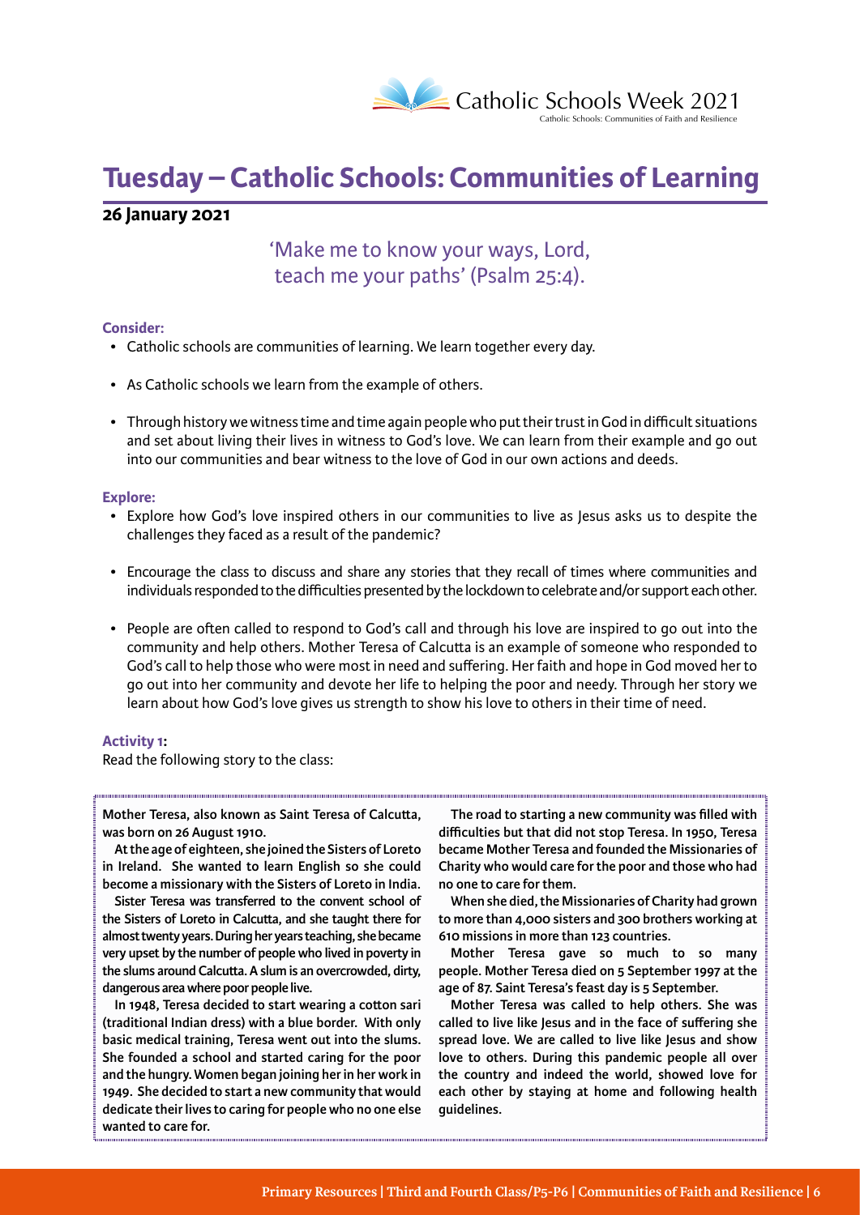# Tuesday – Catholic Schools: Communities of Learning

**26 January 2021**

'Make me to know your ways, Lord, teach me your paths' (Psalm 25:4).

**Consider:**

- Catholic schools are communities of learning. We learn together every day.
- As Catholic schools we learn from the example of others.
- Through history we witness time and time again people who put their trust in God in difficult situations and set about living their lives in witness to God's love. We can learn from their example and go out into our communities and bear witness to the love of God in our own actions and deeds.

**Explore:**

- Explore how God's love inspired others in our communities to live as Jesus asks us to despite the challenges they faced as a result of the pandemic?
- Encourage the class to discuss and share any stories that they recall of times where communities and individuals responded to the difficulties presented by the lockdown to celebrate and/or support each other.
- People are often called to respond to God's call and through his love are inspired to go out into the community and help others. Mother Teresa of Calcutta is an example of someone who responded to God's call to help those who were most in need and suffering. Her faith and hope in God moved her to go out into her community and devote her life to helping the poor and needy. Through her story we learn about how God's love gives us strength to show his love to others in their time of need.

**Activity 1:**

Read the following story to the class:

**Mother Teresa, also known as Saint Teresa of Calcutta, was born on 26 August 1910.**

**At the age of eighteen, she joined the Sisters of Loreto in Ireland. She wanted to learn English so she could become a missionary with the Sisters of Loreto in India.**

**Sister Teresa was transferred to the convent school of the Sisters of Loreto in Calcutta, and she taught there for almost twenty years. During her years teaching, she became very upset by the number of people who lived in poverty in the slums around Calcutta. A slum is an overcrowded, dirty, dangerous area where poor people live.**

**In 1948, Teresa decided to start wearing a cotton sari (traditional Indian dress) with a blue border. With only basic medical training, Teresa went out into the slums. She founded a school and started caring for the poor and the hungry. Women began joining her in her work in 1949. She decided to start a new community that would dedicate their lives to caring for people who no one else wanted to care for.**

**The road to starting a new community was filled with difficulties but that did not stop Teresa. In 1950, Teresa became Mother Teresa and founded the Missionaries of Charity who would care for the poor and those who had no one to care for them.**

**When she died, the Missionaries of Charity had grown to more than 4,000 sisters and 300 brothers working at 610 missions in more than 123 countries.**

**Mother Teresa gave so much to so many people. Mother Teresa died on 5 September 1997 at the age of 87. Saint Teresa's feast day is 5 September.**

**Mother Teresa was called to help others. She was called to live like Jesus and in the face of suffering she spread love. We are called to live like Jesus and show love to others. During this pandemic people all over the country and indeed the world, showed love for each other by staying at home and following health guidelines.**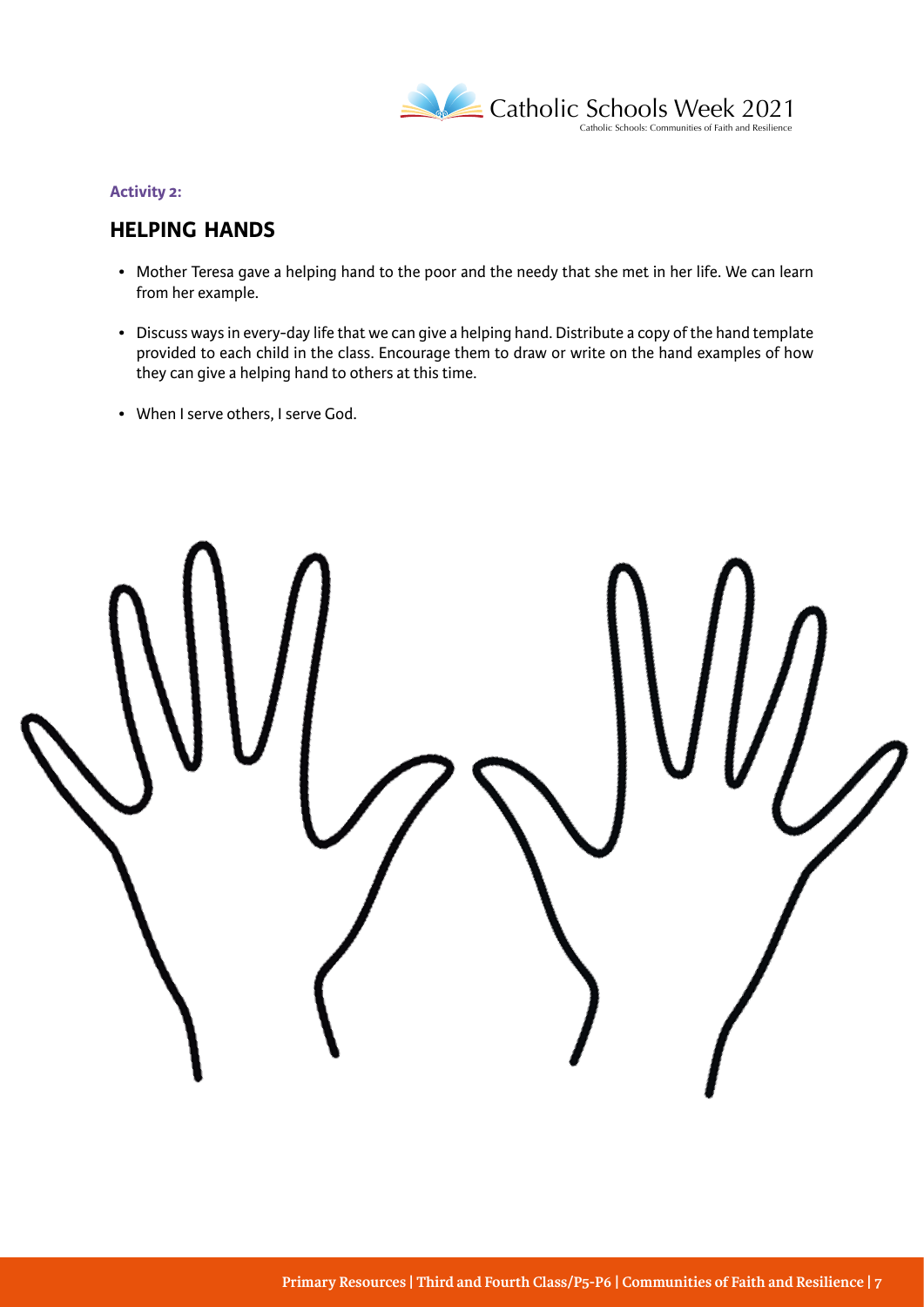**Activity 2:**

## HELPING HANDS

- Mother Teresa gave a helping hand to the poor and the needy that she met in her life. We can learn from her example.
- Discuss ways in every-day life that we can give a helping hand. Distribute a copy of the hand template provided to each child in the class. Encourage them to draw or write on the hand examples of how they can give a helping hand to others at this time.
- When I serve others, I serve God.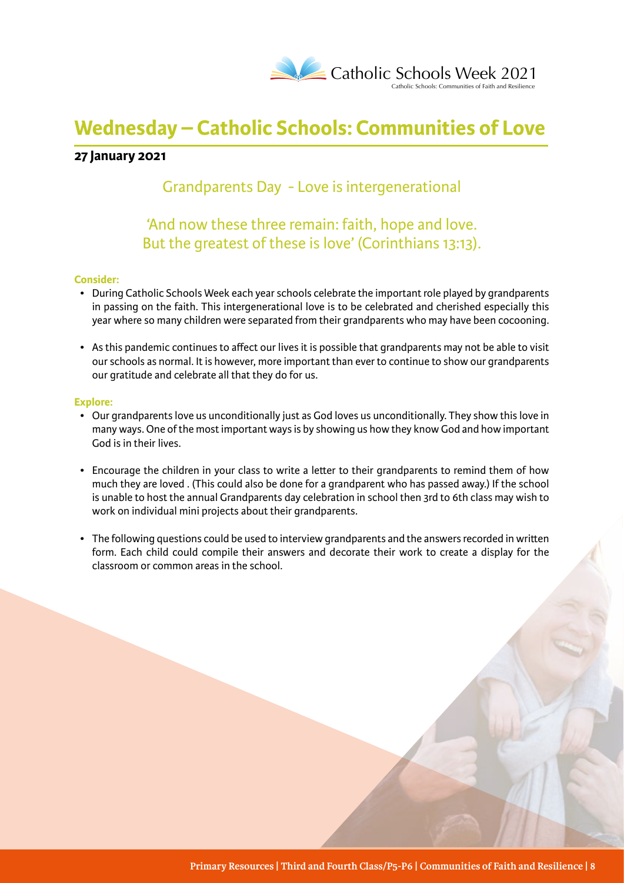# Wednesday – Catholic Schools: Communities of Love

**27 January 2021**

## Grandparents Day - Love is intergenerational

'And now these three remain: faith, hope and love. But the greatest of these is love' (Corinthians 13:13).

**Consider:**

- During Catholic Schools Week each year schools celebrate the important role played by grandparents in passing on the faith. This intergenerational love is to be celebrated and cherished especially this year where so many children were separated from their grandparents who may have been cocooning.
- As this pandemic continues to affect our lives it is possible that grandparents may not be able to visit our schools as normal. It is however, more important than ever to continue to show our grandparents our gratitude and celebrate all that they do for us.

**Explore:**

- Our grandparents love us unconditionally just as God loves us unconditionally. They show this love in many ways. One of the most important ways is by showing us how they know God and how important God is in their lives.
- Encourage the children in your class to write a letter to their grandparents to remind them of how much they are loved . (This could also be done for a grandparent who has passed away.) If the school is unable to host the annual Grandparents day celebration in school then 3rd to 6th class may wish to work on individual mini projects about their grandparents.
- The following questions could be used to interview grandparents and the answers recorded in written form. Each child could compile their answers and decorate their work to create a display for the classroom or common areas in the school.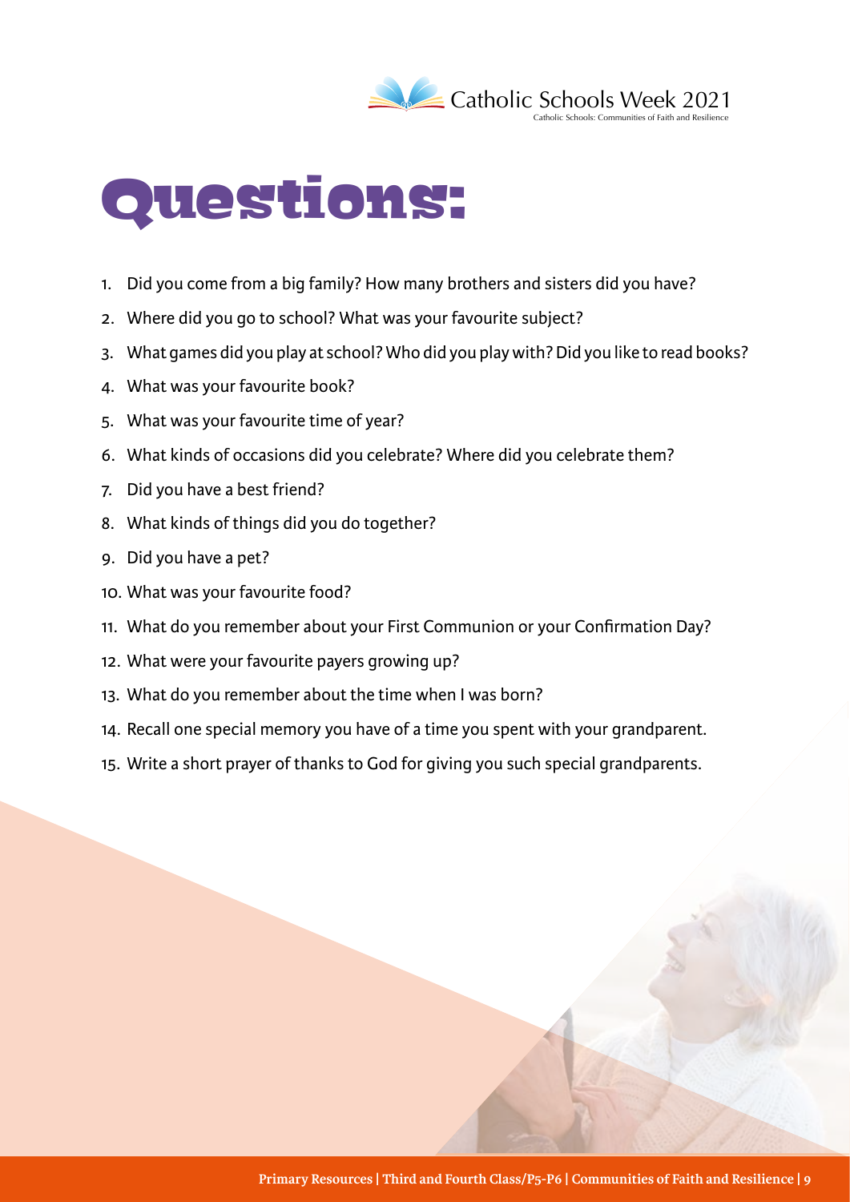# Questions:

1. Did you come from a big family? How many brothers and sisters did you have?
2. Where did you go to school? What was your favourite subject?
3. What games did you play at school? Who did you play with? Did you like to read books?
4. What was your favourite book?
5. What was your favourite time of year?
6. What kinds of occasions did you celebrate? Where did you celebrate them?
7. Did you have a best friend?
8. What kinds of things did you do together?
9. Did you have a pet?
10. What was your favourite food?
11. What do you remember about your First Communion or your Confirmation Day?
12. What were your favourite payers growing up?
13. What do you remember about the time when I was born?
14. Recall one special memory you have of a time you spent with your grandparent.
15. Write a short prayer of thanks to God for giving you such special grandparents.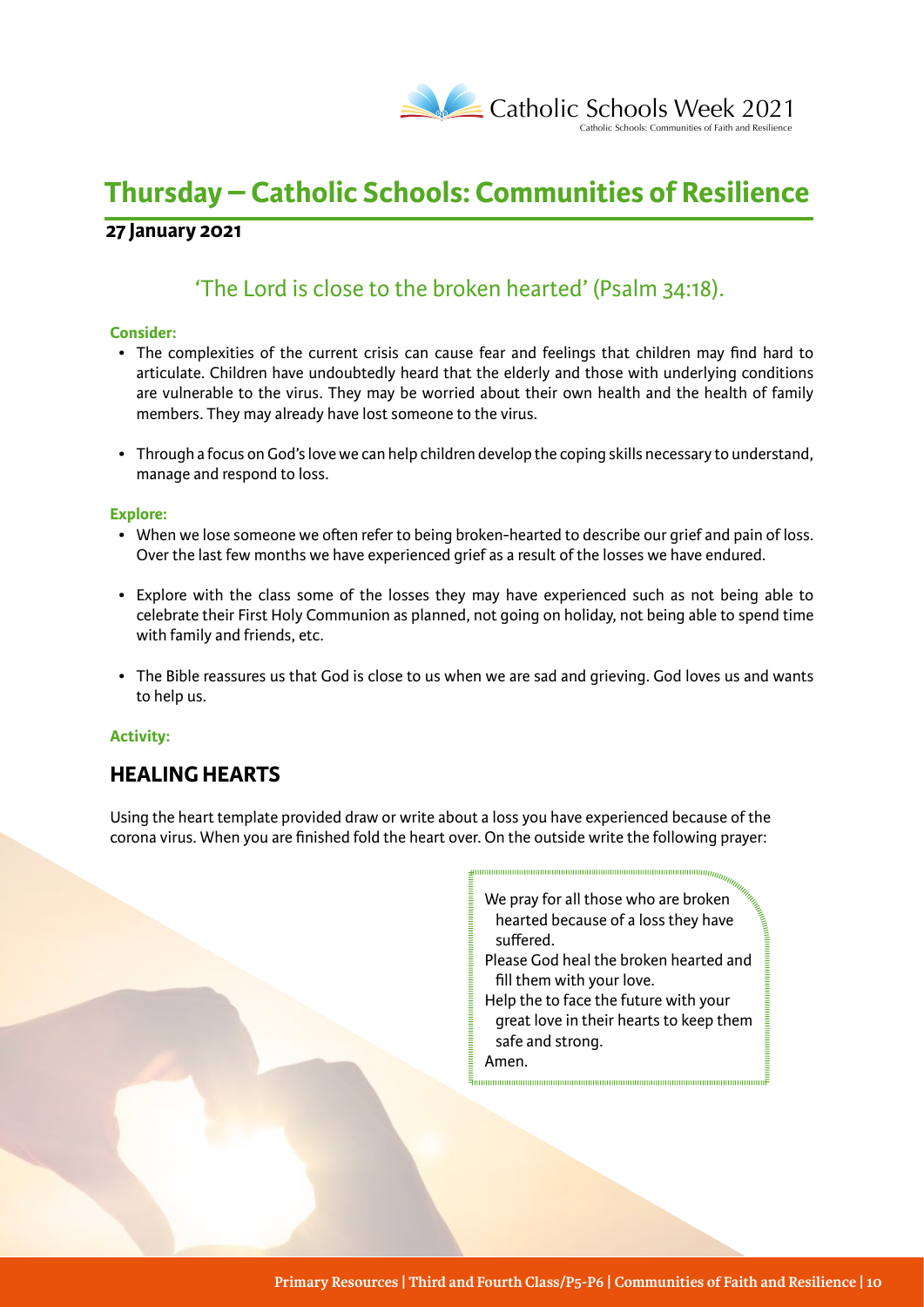# Thursday – Catholic Schools: Communities of Resilience

**27 January 2021**

## 'The Lord is close to the broken hearted' (Psalm 34:18).

**Consider:**

- The complexities of the current crisis can cause fear and feelings that children may find hard to articulate. Children have undoubtedly heard that the elderly and those with underlying conditions are vulnerable to the virus. They may be worried about their own health and the health of family members. They may already have lost someone to the virus.
- Through a focus on God's love we can help children develop the coping skills necessary to understand, manage and respond to loss.

**Explore:**

- When we lose someone we often refer to being broken-hearted to describe our grief and pain of loss. Over the last few months we have experienced grief as a result of the losses we have endured.
- Explore with the class some of the losses they may have experienced such as not being able to celebrate their First Holy Communion as planned, not going on holiday, not being able to spend time with family and friends, etc.
- The Bible reassures us that God is close to us when we are sad and grieving. God loves us and wants to help us.

**Activity:**

## HEALING HEARTS

Using the heart template provided draw or write about a loss you have experienced because of the corona virus. When you are finished fold the heart over. On the outside write the following prayer:

> We pray for all those who are broken hearted because of a loss they have suffered.
> Please God heal the broken hearted and fill them with your love.
> Help the to face the future with your great love in their hearts to keep them safe and strong.
> Amen.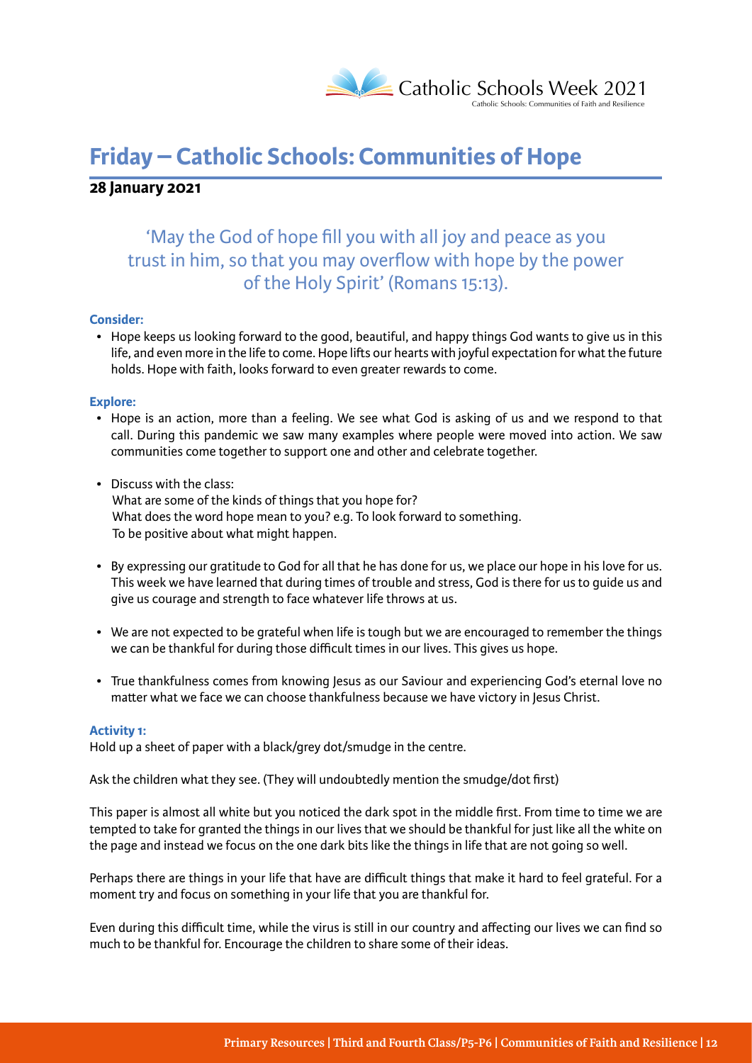# Friday – Catholic Schools: Communities of Hope

**28 January 2021**

'May the God of hope fill you with all joy and peace as you trust in him, so that you may overflow with hope by the power of the Holy Spirit' (Romans 15:13).

**Consider:**

- Hope keeps us looking forward to the good, beautiful, and happy things God wants to give us in this life, and even more in the life to come. Hope lifts our hearts with joyful expectation for what the future holds. Hope with faith, looks forward to even greater rewards to come.

**Explore:**

- Hope is an action, more than a feeling. We see what God is asking of us and we respond to that call. During this pandemic we saw many examples where people were moved into action. We saw communities come together to support one and other and celebrate together.
- Discuss with the class:
  What are some of the kinds of things that you hope for?
  What does the word hope mean to you? e.g. To look forward to something.
  To be positive about what might happen.
- By expressing our gratitude to God for all that he has done for us, we place our hope in his love for us. This week we have learned that during times of trouble and stress, God is there for us to guide us and give us courage and strength to face whatever life throws at us.
- We are not expected to be grateful when life is tough but we are encouraged to remember the things we can be thankful for during those difficult times in our lives. This gives us hope.
- True thankfulness comes from knowing Jesus as our Saviour and experiencing God's eternal love no matter what we face we can choose thankfulness because we have victory in Jesus Christ.

**Activity 1:**

Hold up a sheet of paper with a black/grey dot/smudge in the centre.

Ask the children what they see. (They will undoubtedly mention the smudge/dot first)

This paper is almost all white but you noticed the dark spot in the middle first. From time to time we are tempted to take for granted the things in our lives that we should be thankful for just like all the white on the page and instead we focus on the one dark bits like the things in life that are not going so well.

Perhaps there are things in your life that have are difficult things that make it hard to feel grateful. For a moment try and focus on something in your life that you are thankful for.

Even during this difficult time, while the virus is still in our country and affecting our lives we can find so much to be thankful for. Encourage the children to share some of their ideas.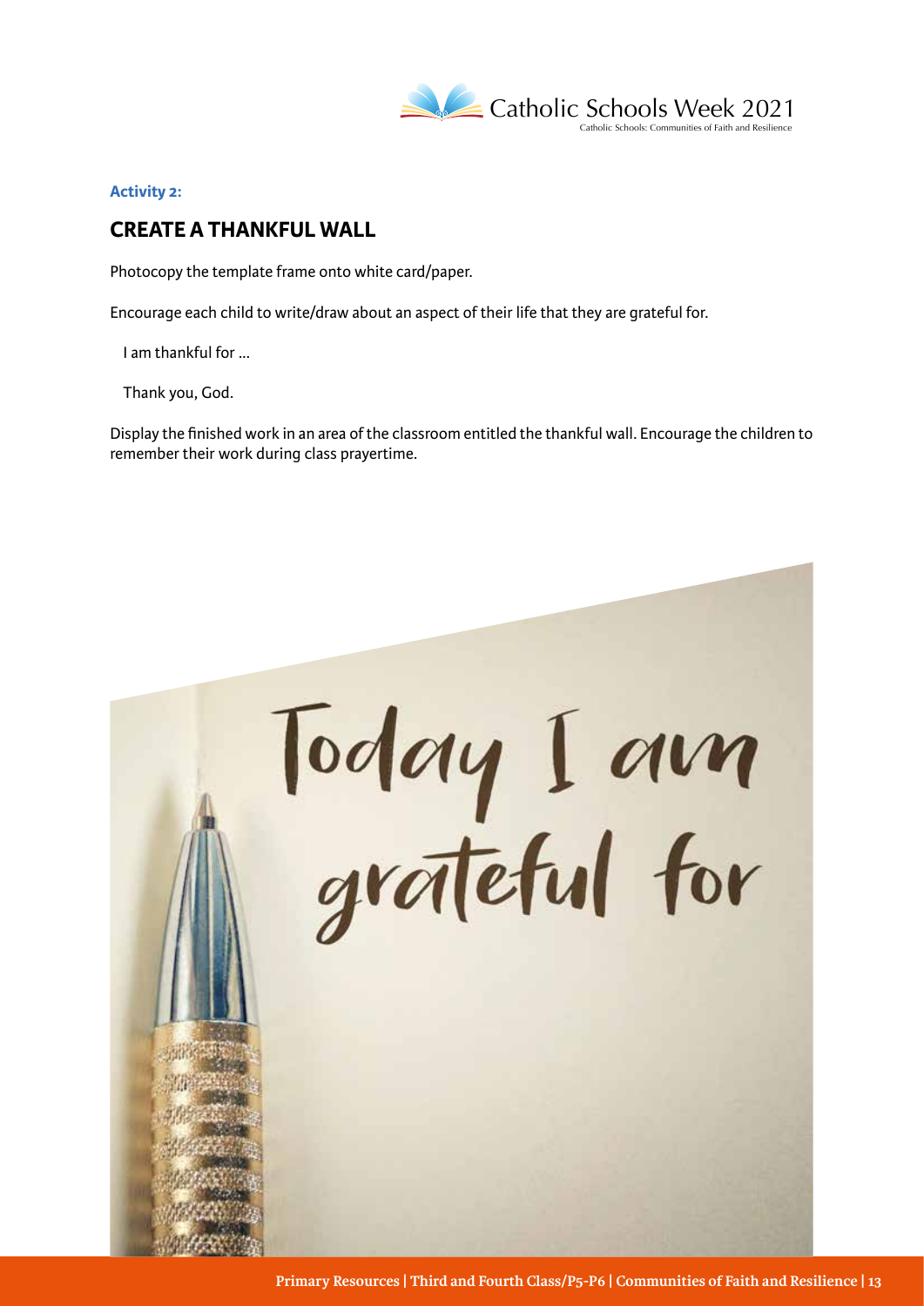**Activity 2:**

## CREATE A THANKFUL WALL

Photocopy the template frame onto white card/paper.

Encourage each child to write/draw about an aspect of their life that they are grateful for.

I am thankful for …

Thank you, God.

Display the finished work in an area of the classroom entitled the thankful wall. Encourage the children to remember their work during class prayertime.